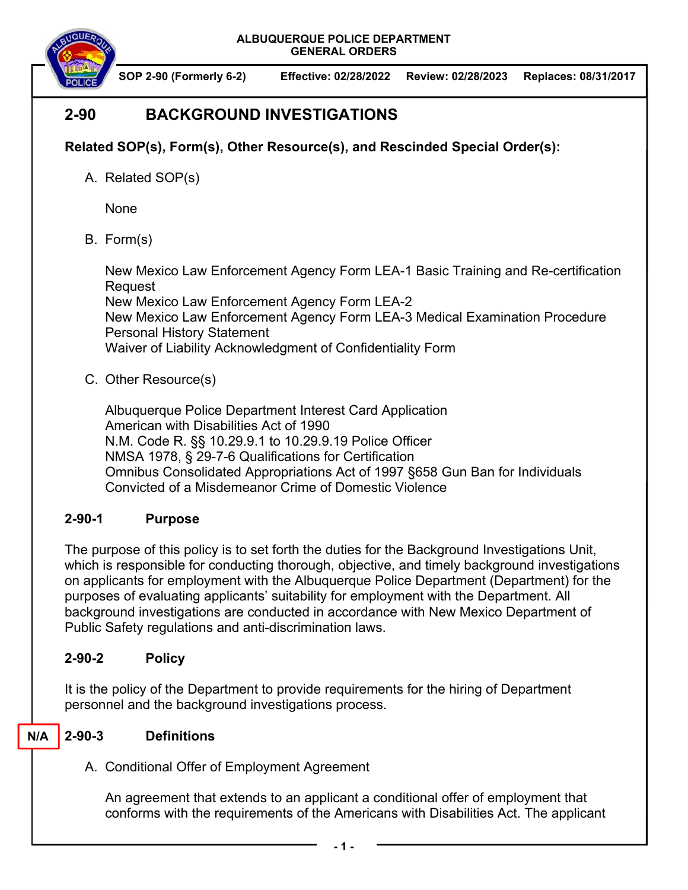ALBUQUERQUE POLICE DEPARTMENT
GENERAL ORDERS

SOP 2-90 (Formerly 6-2) Effective: 02/28/2022 Review: 02/28/2023 Replaces: 08/31/2017

# 2-90 BACKGROUND INVESTIGATIONS

**Related SOP(s), Form(s), Other Resource(s), and Rescinded Special Order(s):**

A. Related SOP(s)

None

B. Form(s)

New Mexico Law Enforcement Agency Form LEA-1 Basic Training and Re-certification Request
New Mexico Law Enforcement Agency Form LEA-2
New Mexico Law Enforcement Agency Form LEA-3 Medical Examination Procedure
Personal History Statement
Waiver of Liability Acknowledgment of Confidentiality Form

C. Other Resource(s)

Albuquerque Police Department Interest Card Application
American with Disabilities Act of 1990
N.M. Code R. §§ 10.29.9.1 to 10.29.9.19 Police Officer
NMSA 1978, § 29-7-6 Qualifications for Certification
Omnibus Consolidated Appropriations Act of 1997 §658 Gun Ban for Individuals Convicted of a Misdemeanor Crime of Domestic Violence

## 2-90-1 Purpose

The purpose of this policy is to set forth the duties for the Background Investigations Unit, which is responsible for conducting thorough, objective, and timely background investigations on applicants for employment with the Albuquerque Police Department (Department) for the purposes of evaluating applicants' suitability for employment with the Department. All background investigations are conducted in accordance with New Mexico Department of Public Safety regulations and anti-discrimination laws.

## 2-90-2 Policy

It is the policy of the Department to provide requirements for the hiring of Department personnel and the background investigations process.

## N/A 2-90-3 Definitions

A. Conditional Offer of Employment Agreement

An agreement that extends to an applicant a conditional offer of employment that conforms with the requirements of the Americans with Disabilities Act. The applicant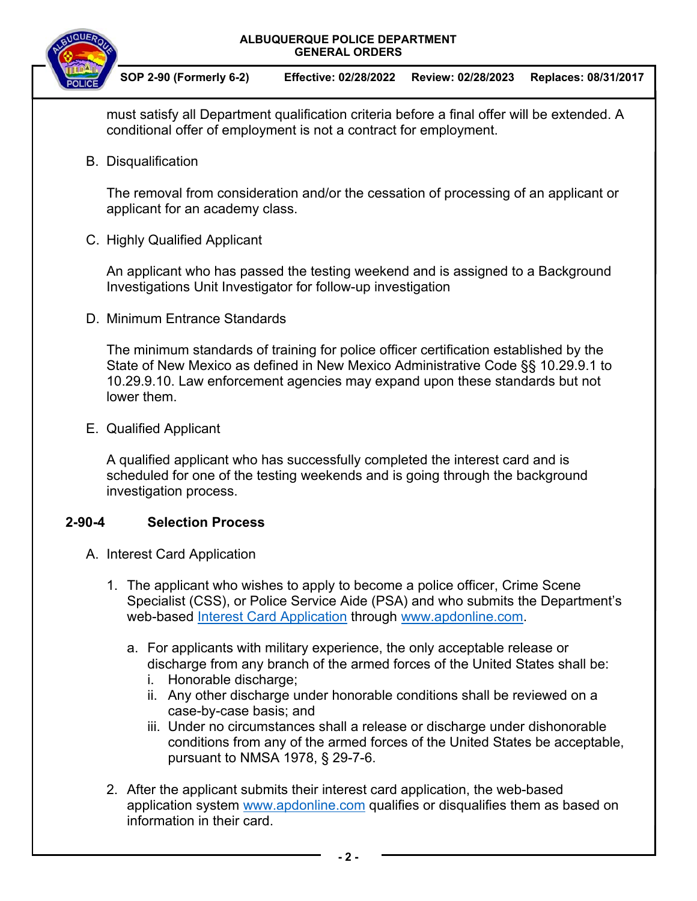must satisfy all Department qualification criteria before a final offer will be extended. A conditional offer of employment is not a contract for employment.

B. Disqualification

The removal from consideration and/or the cessation of processing of an applicant or applicant for an academy class.

C. Highly Qualified Applicant

An applicant who has passed the testing weekend and is assigned to a Background Investigations Unit Investigator for follow-up investigation

D. Minimum Entrance Standards

The minimum standards of training for police officer certification established by the State of New Mexico as defined in New Mexico Administrative Code §§ 10.29.9.1 to 10.29.9.10. Law enforcement agencies may expand upon these standards but not lower them.

E. Qualified Applicant

A qualified applicant who has successfully completed the interest card and is scheduled for one of the testing weekends and is going through the background investigation process.

## 2-90-4 Selection Process

A. Interest Card Application

1. The applicant who wishes to apply to become a police officer, Crime Scene Specialist (CSS), or Police Service Aide (PSA) and who submits the Department's web-based [Interest Card Application](#) through [www.apdonline.com](http://www.apdonline.com).

   a. For applicants with military experience, the only acceptable release or discharge from any branch of the armed forces of the United States shall be:

      i. Honorable discharge;

      ii. Any other discharge under honorable conditions shall be reviewed on a case-by-case basis; and

      iii. Under no circumstances shall a release or discharge under dishonorable conditions from any of the armed forces of the United States be acceptable, pursuant to NMSA 1978, § 29-7-6.

2. After the applicant submits their interest card application, the web-based application system [www.apdonline.com](http://www.apdonline.com) qualifies or disqualifies them as based on information in their card.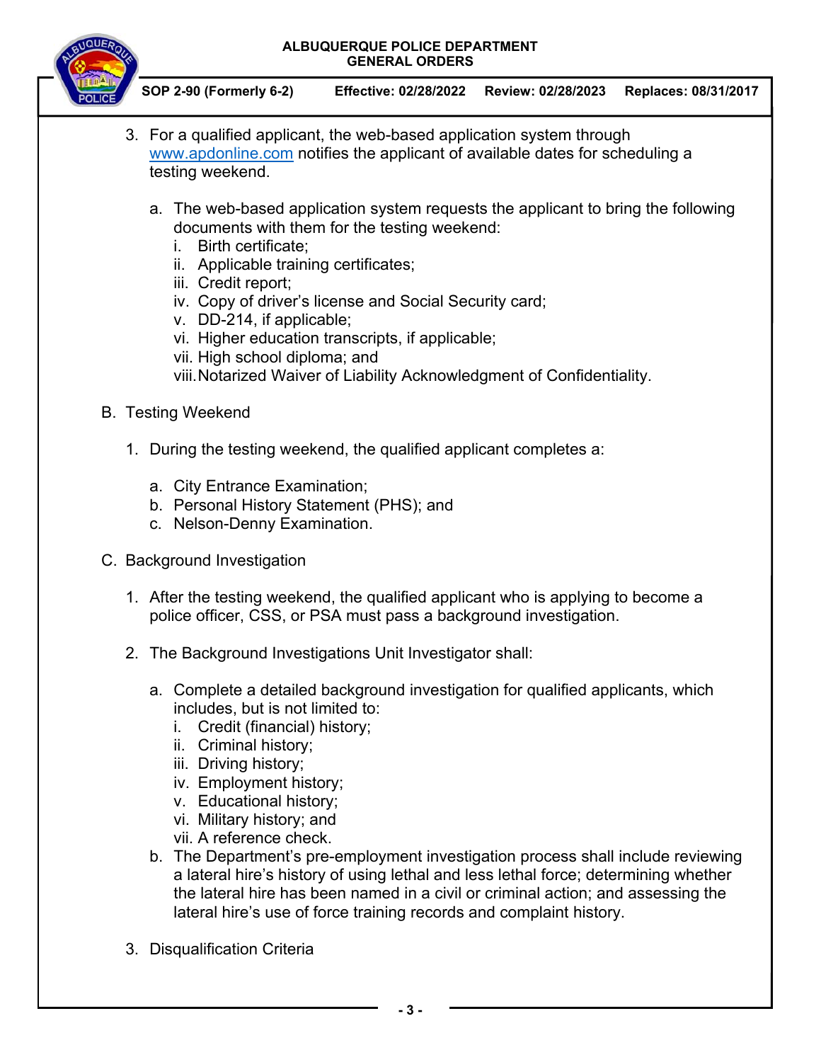3. For a qualified applicant, the web-based application system through www.apdonline.com notifies the applicant of available dates for scheduling a testing weekend.

   a. The web-based application system requests the applicant to bring the following documents with them for the testing weekend:
      i. Birth certificate;
      ii. Applicable training certificates;
      iii. Credit report;
      iv. Copy of driver's license and Social Security card;
      v. DD-214, if applicable;
      vi. Higher education transcripts, if applicable;
      vii. High school diploma; and
      viii. Notarized Waiver of Liability Acknowledgment of Confidentiality.

B. Testing Weekend

   1. During the testing weekend, the qualified applicant completes a:

      a. City Entrance Examination;
      b. Personal History Statement (PHS); and
      c. Nelson-Denny Examination.

C. Background Investigation

   1. After the testing weekend, the qualified applicant who is applying to become a police officer, CSS, or PSA must pass a background investigation.

   2. The Background Investigations Unit Investigator shall:

      a. Complete a detailed background investigation for qualified applicants, which includes, but is not limited to:
         i. Credit (financial) history;
         ii. Criminal history;
         iii. Driving history;
         iv. Employment history;
         v. Educational history;
         vi. Military history; and
         vii. A reference check.
      b. The Department's pre-employment investigation process shall include reviewing a lateral hire's history of using lethal and less lethal force; determining whether the lateral hire has been named in a civil or criminal action; and assessing the lateral hire's use of force training records and complaint history.

   3. Disqualification Criteria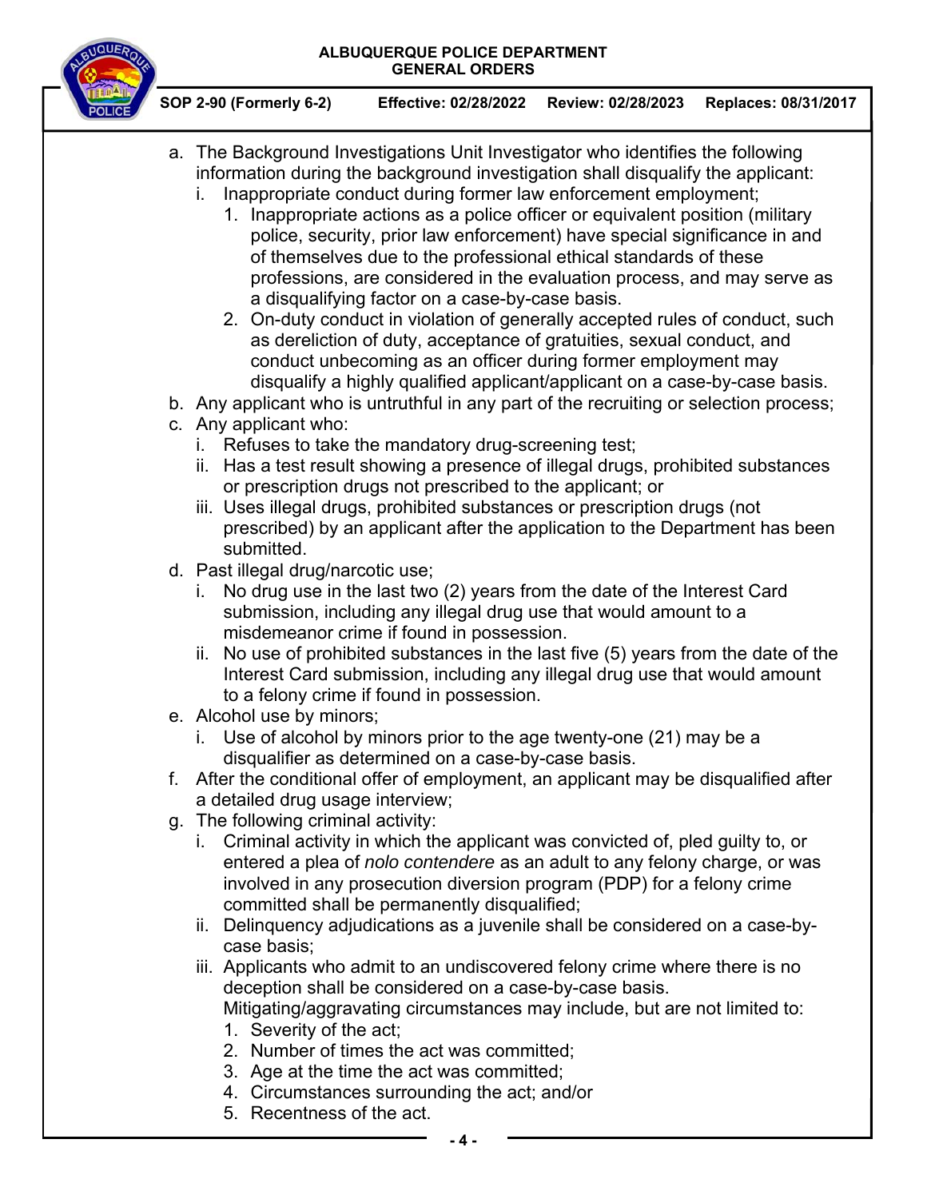a. The Background Investigations Unit Investigator who identifies the following information during the background investigation shall disqualify the applicant:
   i. Inappropriate conduct during former law enforcement employment;
      1. Inappropriate actions as a police officer or equivalent position (military police, security, prior law enforcement) have special significance in and of themselves due to the professional ethical standards of these professions, are considered in the evaluation process, and may serve as a disqualifying factor on a case-by-case basis.
      2. On-duty conduct in violation of generally accepted rules of conduct, such as dereliction of duty, acceptance of gratuities, sexual conduct, and conduct unbecoming as an officer during former employment may disqualify a highly qualified applicant/applicant on a case-by-case basis.
b. Any applicant who is untruthful in any part of the recruiting or selection process;
c. Any applicant who:
   i. Refuses to take the mandatory drug-screening test;
   ii. Has a test result showing a presence of illegal drugs, prohibited substances or prescription drugs not prescribed to the applicant; or
   iii. Uses illegal drugs, prohibited substances or prescription drugs (not prescribed) by an applicant after the application to the Department has been submitted.
d. Past illegal drug/narcotic use;
   i. No drug use in the last two (2) years from the date of the Interest Card submission, including any illegal drug use that would amount to a misdemeanor crime if found in possession.
   ii. No use of prohibited substances in the last five (5) years from the date of the Interest Card submission, including any illegal drug use that would amount to a felony crime if found in possession.
e. Alcohol use by minors;
   i. Use of alcohol by minors prior to the age twenty-one (21) may be a disqualifier as determined on a case-by-case basis.
f. After the conditional offer of employment, an applicant may be disqualified after a detailed drug usage interview;
g. The following criminal activity:
   i. Criminal activity in which the applicant was convicted of, pled guilty to, or entered a plea of *nolo contendere* as an adult to any felony charge, or was involved in any prosecution diversion program (PDP) for a felony crime committed shall be permanently disqualified;
   ii. Delinquency adjudications as a juvenile shall be considered on a case-by-case basis;
   iii. Applicants who admit to an undiscovered felony crime where there is no deception shall be considered on a case-by-case basis. Mitigating/aggravating circumstances may include, but are not limited to:
      1. Severity of the act;
      2. Number of times the act was committed;
      3. Age at the time the act was committed;
      4. Circumstances surrounding the act; and/or
      5. Recentness of the act.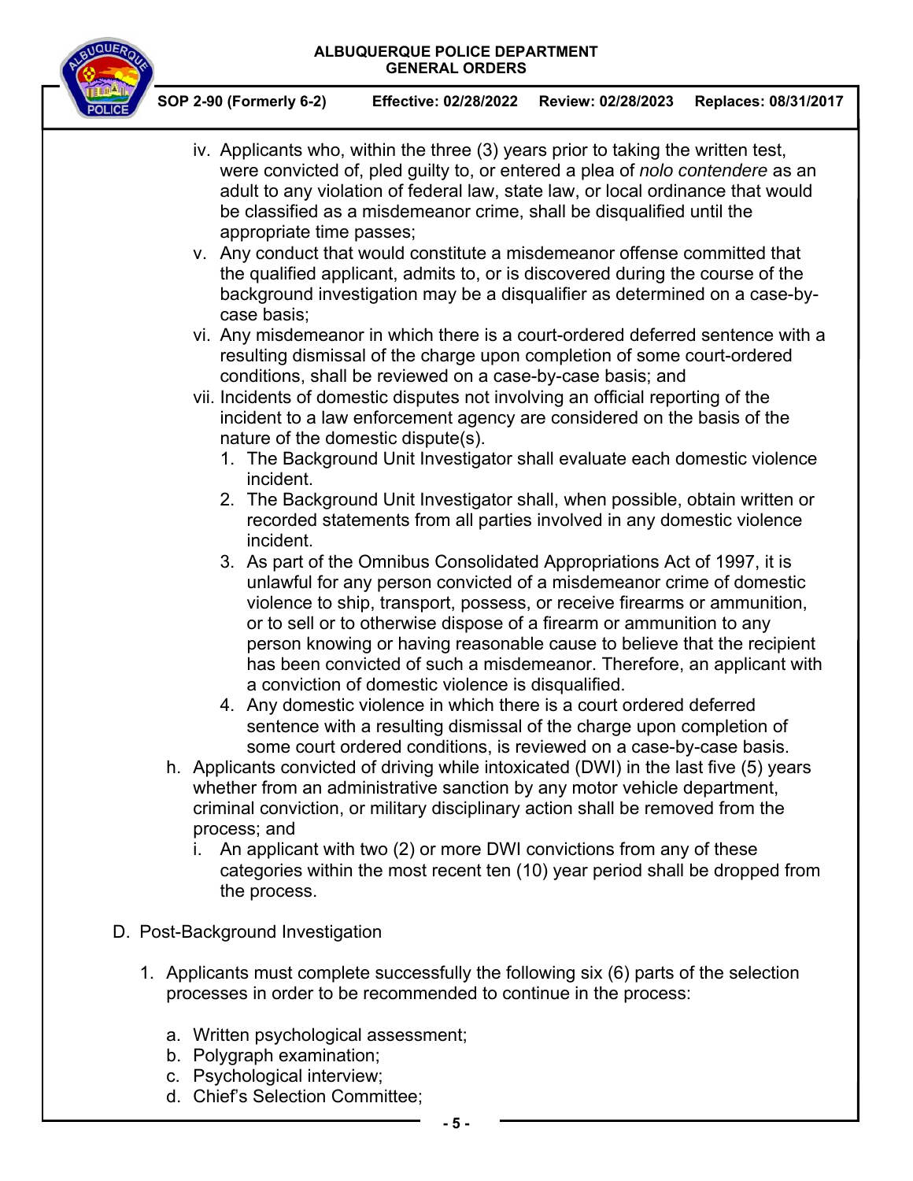iv. Applicants who, within the three (3) years prior to taking the written test, were convicted of, pled guilty to, or entered a plea of *nolo contendere* as an adult to any violation of federal law, state law, or local ordinance that would be classified as a misdemeanor crime, shall be disqualified until the appropriate time passes;

v. Any conduct that would constitute a misdemeanor offense committed that the qualified applicant, admits to, or is discovered during the course of the background investigation may be a disqualifier as determined on a case-by-case basis;

vi. Any misdemeanor in which there is a court-ordered deferred sentence with a resulting dismissal of the charge upon completion of some court-ordered conditions, shall be reviewed on a case-by-case basis; and

vii. Incidents of domestic disputes not involving an official reporting of the incident to a law enforcement agency are considered on the basis of the nature of the domestic dispute(s).

1. The Background Unit Investigator shall evaluate each domestic violence incident.
2. The Background Unit Investigator shall, when possible, obtain written or recorded statements from all parties involved in any domestic violence incident.
3. As part of the Omnibus Consolidated Appropriations Act of 1997, it is unlawful for any person convicted of a misdemeanor crime of domestic violence to ship, transport, possess, or receive firearms or ammunition, or to sell or to otherwise dispose of a firearm or ammunition to any person knowing or having reasonable cause to believe that the recipient has been convicted of such a misdemeanor. Therefore, an applicant with a conviction of domestic violence is disqualified.
4. Any domestic violence in which there is a court ordered deferred sentence with a resulting dismissal of the charge upon completion of some court ordered conditions, is reviewed on a case-by-case basis.

h. Applicants convicted of driving while intoxicated (DWI) in the last five (5) years whether from an administrative sanction by any motor vehicle department, criminal conviction, or military disciplinary action shall be removed from the process; and

i. An applicant with two (2) or more DWI convictions from any of these categories within the most recent ten (10) year period shall be dropped from the process.

D. Post-Background Investigation

1. Applicants must complete successfully the following six (6) parts of the selection processes in order to be recommended to continue in the process:

   a. Written psychological assessment;
   b. Polygraph examination;
   c. Psychological interview;
   d. Chief's Selection Committee;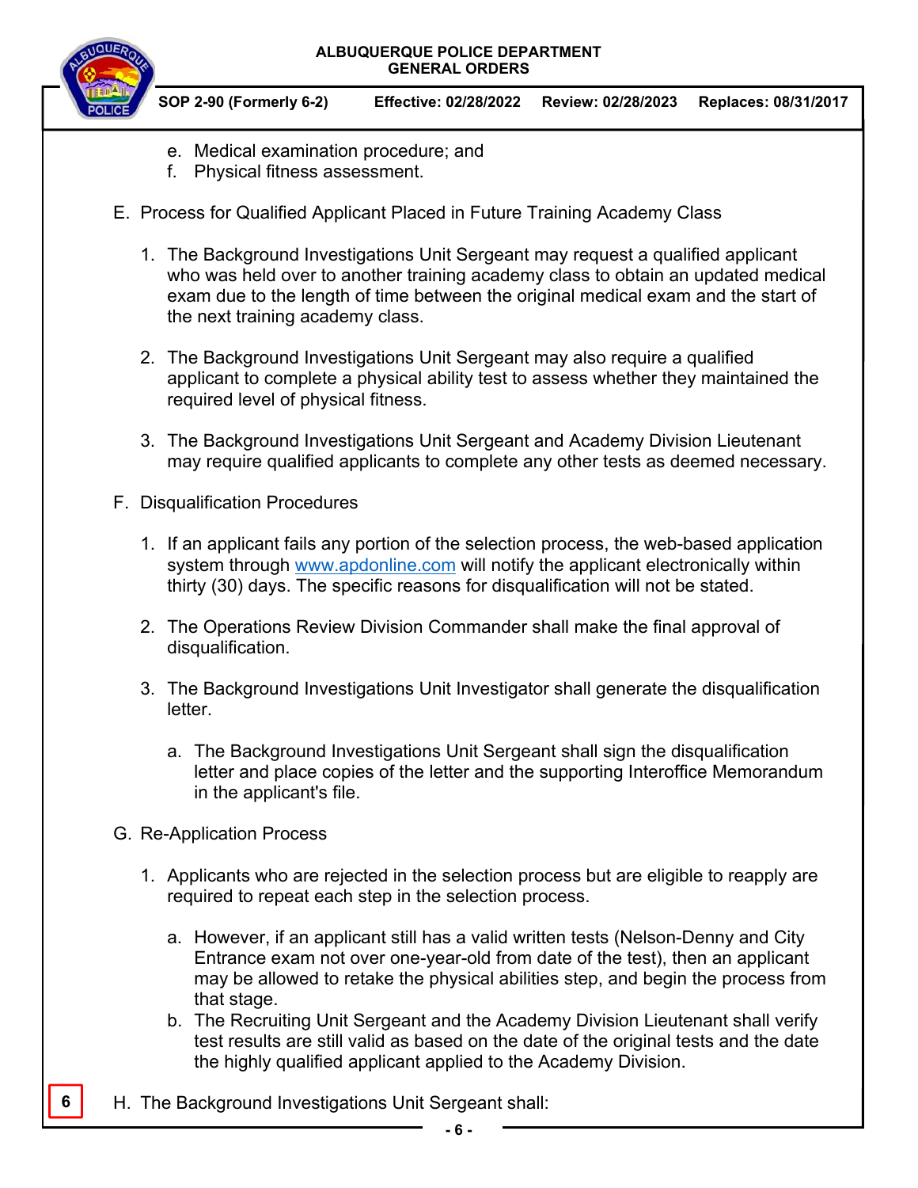e. Medical examination procedure; and
f. Physical fitness assessment.

E. Process for Qualified Applicant Placed in Future Training Academy Class

1. The Background Investigations Unit Sergeant may request a qualified applicant who was held over to another training academy class to obtain an updated medical exam due to the length of time between the original medical exam and the start of the next training academy class.

2. The Background Investigations Unit Sergeant may also require a qualified applicant to complete a physical ability test to assess whether they maintained the required level of physical fitness.

3. The Background Investigations Unit Sergeant and Academy Division Lieutenant may require qualified applicants to complete any other tests as deemed necessary.

F. Disqualification Procedures

1. If an applicant fails any portion of the selection process, the web-based application system through www.apdonline.com will notify the applicant electronically within thirty (30) days. The specific reasons for disqualification will not be stated.

2. The Operations Review Division Commander shall make the final approval of disqualification.

3. The Background Investigations Unit Investigator shall generate the disqualification letter.

   a. The Background Investigations Unit Sergeant shall sign the disqualification letter and place copies of the letter and the supporting Interoffice Memorandum in the applicant's file.

G. Re-Application Process

1. Applicants who are rejected in the selection process but are eligible to reapply are required to repeat each step in the selection process.

   a. However, if an applicant still has a valid written tests (Nelson-Denny and City Entrance exam not over one-year-old from date of the test), then an applicant may be allowed to retake the physical abilities step, and begin the process from that stage.
   b. The Recruiting Unit Sergeant and the Academy Division Lieutenant shall verify test results are still valid as based on the date of the original tests and the date the highly qualified applicant applied to the Academy Division.

6

H. The Background Investigations Unit Sergeant shall: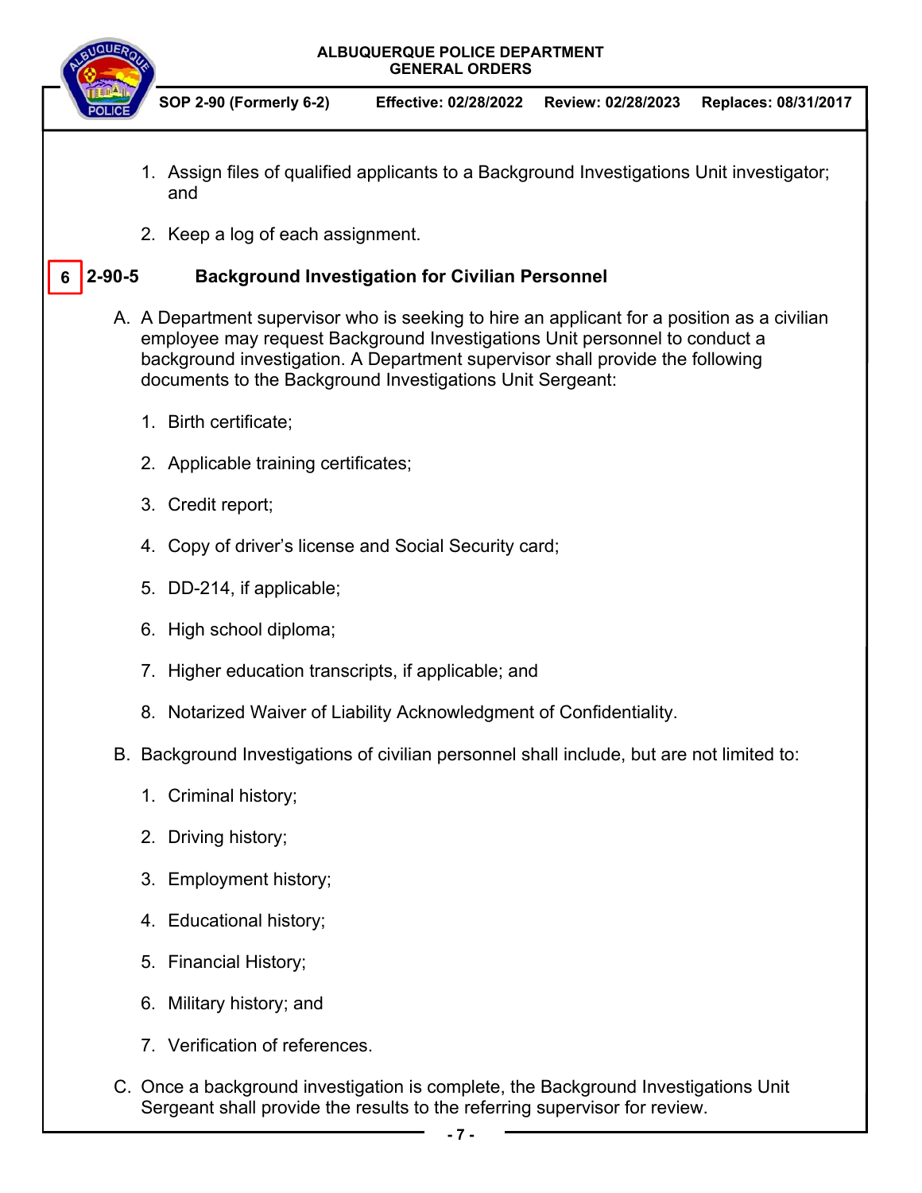1. Assign files of qualified applicants to a Background Investigations Unit investigator; and

2. Keep a log of each assignment.

## 6 2-90-5 Background Investigation for Civilian Personnel

A. A Department supervisor who is seeking to hire an applicant for a position as a civilian employee may request Background Investigations Unit personnel to conduct a background investigation. A Department supervisor shall provide the following documents to the Background Investigations Unit Sergeant:

   1. Birth certificate;

   2. Applicable training certificates;

   3. Credit report;

   4. Copy of driver's license and Social Security card;

   5. DD-214, if applicable;

   6. High school diploma;

   7. Higher education transcripts, if applicable; and

   8. Notarized Waiver of Liability Acknowledgment of Confidentiality.

B. Background Investigations of civilian personnel shall include, but are not limited to:

   1. Criminal history;

   2. Driving history;

   3. Employment history;

   4. Educational history;

   5. Financial History;

   6. Military history; and

   7. Verification of references.

C. Once a background investigation is complete, the Background Investigations Unit Sergeant shall provide the results to the referring supervisor for review.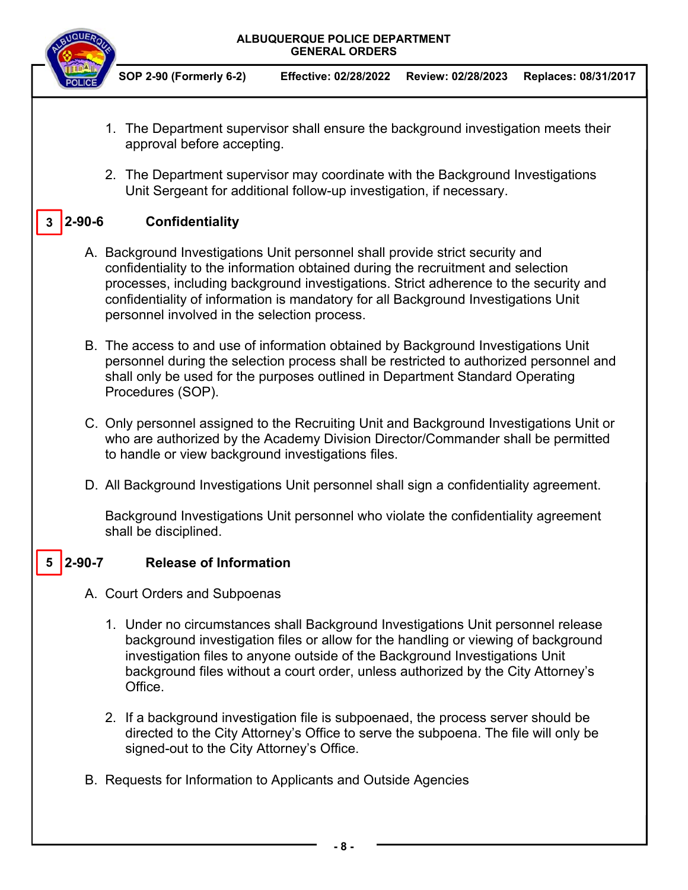1. The Department supervisor shall ensure the background investigation meets their approval before accepting.

2. The Department supervisor may coordinate with the Background Investigations Unit Sergeant for additional follow-up investigation, if necessary.

## 3 2-90-6 Confidentiality

A. Background Investigations Unit personnel shall provide strict security and confidentiality to the information obtained during the recruitment and selection processes, including background investigations. Strict adherence to the security and confidentiality of information is mandatory for all Background Investigations Unit personnel involved in the selection process.

B. The access to and use of information obtained by Background Investigations Unit personnel during the selection process shall be restricted to authorized personnel and shall only be used for the purposes outlined in Department Standard Operating Procedures (SOP).

C. Only personnel assigned to the Recruiting Unit and Background Investigations Unit or who are authorized by the Academy Division Director/Commander shall be permitted to handle or view background investigations files.

D. All Background Investigations Unit personnel shall sign a confidentiality agreement.

   Background Investigations Unit personnel who violate the confidentiality agreement shall be disciplined.

## 5 2-90-7 Release of Information

A. Court Orders and Subpoenas

   1. Under no circumstances shall Background Investigations Unit personnel release background investigation files or allow for the handling or viewing of background investigation files to anyone outside of the Background Investigations Unit background files without a court order, unless authorized by the City Attorney's Office.

   2. If a background investigation file is subpoenaed, the process server should be directed to the City Attorney's Office to serve the subpoena. The file will only be signed-out to the City Attorney's Office.

B. Requests for Information to Applicants and Outside Agencies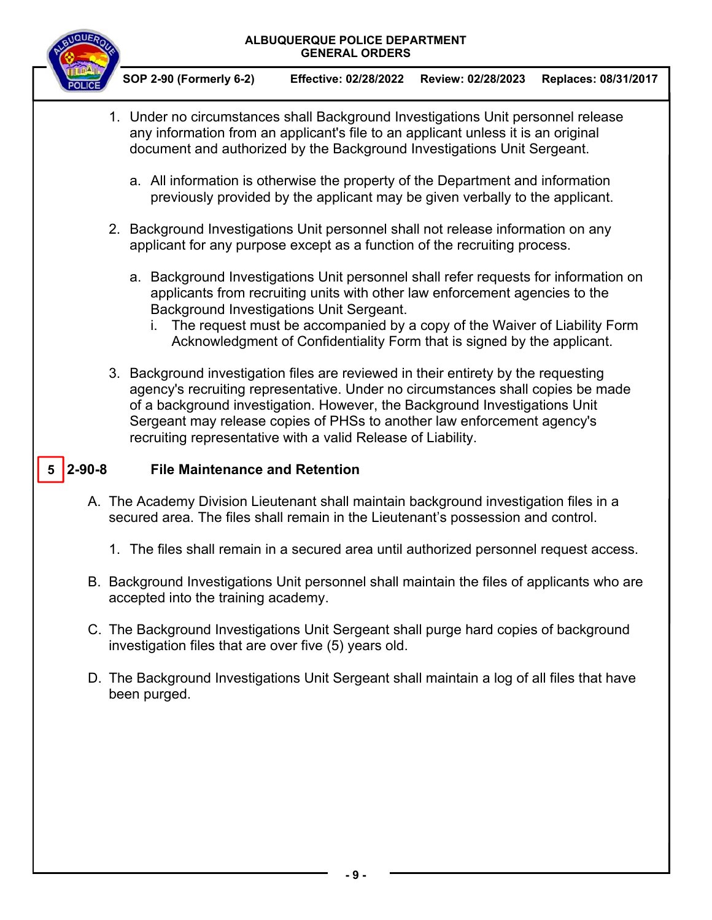1. Under no circumstances shall Background Investigations Unit personnel release any information from an applicant's file to an applicant unless it is an original document and authorized by the Background Investigations Unit Sergeant.

    a. All information is otherwise the property of the Department and information previously provided by the applicant may be given verbally to the applicant.

2. Background Investigations Unit personnel shall not release information on any applicant for any purpose except as a function of the recruiting process.

    a. Background Investigations Unit personnel shall refer requests for information on applicants from recruiting units with other law enforcement agencies to the Background Investigations Unit Sergeant.
        i. The request must be accompanied by a copy of the Waiver of Liability Form Acknowledgment of Confidentiality Form that is signed by the applicant.

3. Background investigation files are reviewed in their entirety by the requesting agency's recruiting representative. Under no circumstances shall copies be made of a background investigation. However, the Background Investigations Unit Sergeant may release copies of PHSs to another law enforcement agency's recruiting representative with a valid Release of Liability.

## 5 2-90-8 File Maintenance and Retention

A. The Academy Division Lieutenant shall maintain background investigation files in a secured area. The files shall remain in the Lieutenant's possession and control.

    1. The files shall remain in a secured area until authorized personnel request access.

B. Background Investigations Unit personnel shall maintain the files of applicants who are accepted into the training academy.

C. The Background Investigations Unit Sergeant shall purge hard copies of background investigation files that are over five (5) years old.

D. The Background Investigations Unit Sergeant shall maintain a log of all files that have been purged.